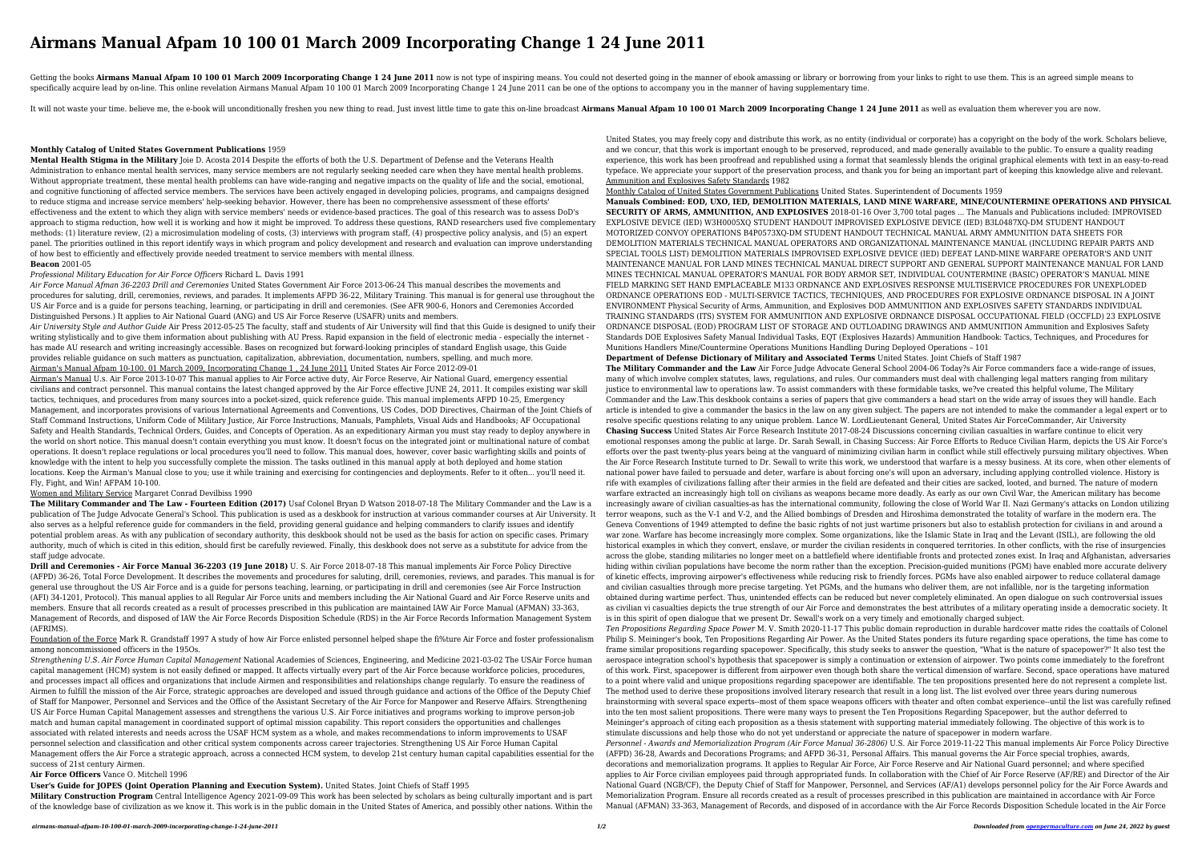# Airmans Manual Afpam 10 100 01 March 2009 Incorporating Change 1 24 June 2011

Getting the books **Airmans Manual Afpam 10 100 01 March 2009 Incorporating Change 1 24 June 2011** now is not type of inspiring means. You could not deserted going in the manner of ebook amassing or library or borrowing from your links to right to use them. This is an agreed simple means to specifically acquire lead by on-line. This online revelation Airmans Manual Afpam 10 100 01 March 2009 Incorporating Change 1 24 June 2011 can be one of the options to accompany you in the manner of having supplementary time.

It will not waste your time. believe me, the e-book will unconditionally freshen you new thing to read. Just invest little time to gate this on-line broadcast **Airmans Manual Afpam 10 100 01 March 2009 Incorporating Change 1 24 June 2011** as well as evaluation them wherever you are now.

**Monthly Catalog of United States Government Publications** 1959

**Mental Health Stigma in the Military** Joie D. Acosta 2014 Despite the efforts of both the U.S. Department of Defense and the Veterans Health Administration to enhance mental health services, many service members are not regularly seeking needed care when they have mental health problems. Without appropriate treatment, these mental health problems can have wide-ranging and negative impacts on the quality of life and the social, emotional, and cognitive functioning of affected service members. The services have been actively engaged in developing policies, programs, and campaigns designed to reduce stigma and increase service members' help-seeking behavior. However, there has been no comprehensive assessment of these efforts' effectiveness and the extent to which they align with service members' needs or evidence-based practices. The goal of this research was to assess DoD's approach to stigma reduction, how well it is working and how it might be improved. To address these questions, RAND researchers used five complementary methods: (1) literature review, (2) a microsimulation modeling of costs, (3) interviews with program staff, (4) prospective policy analysis, and (5) an expert panel. The priorities outlined in this report identify ways in which program and policy development and research and evaluation can improve understanding of how best to efficiently and effectively provide needed treatment to service members with mental illness.

**Beacon** 2001-05

*Professional Military Education for Air Force Officers* Richard L. Davis 1991

*Air Force Manual Afman 36-2203 Drill and Ceremonies* United States Government Air Force 2013-06-24 This manual describes the movements and procedures for saluting, drill, ceremonies, reviews, and parades. It implements AFPD 36-22, Military Training. This manual is for general use throughout the US Air Force and is a guide for persons teaching, learning, or participating in drill and ceremonies. (See AFR 900-6, Honors and Ceremonies Accorded Distinguished Persons.) It applies to Air National Guard (ANG) and US Air Force Reserve (USAFR) units and members.

*Air University Style and Author Guide* Air Press 2012-05-25 The faculty, staff and students of Air University will find that this Guide is designed to unify their writing stylistically and to give them information about publishing with AU Press. Rapid expansion in the field of electronic media - especially the internet - has made AU research and writing increasingly accessible. Bases on recognized but forward-looking principles of standard English usage, this Guide provides reliable guidance on such matters as punctuation, capitalization, abbreviation, documentation, numbers, spelling, and much more.

Airman's Manual Afpam 10-100. 01 March 2009, Incorporating Change 1 , 24 June 2011 United States Air Force 2012-09-01

Airman's Manual U.s. Air Force 2013-10-07 This manual applies to Air Force active duty, Air Force Reserve, Air National Guard, emergency essential civilians and contract personnel. This manual contains the latest changed approved by the Air Force effective JUNE 24, 2011. It compiles existing war skill tactics, techniques, and procedures from many sources into a pocket-sized, quick reference guide. This manual implements AFPD 10-25, Emergency Management, and incorporates provisions of various International Agreements and Conventions, US Codes, DOD Directives, Chairman of the Joint Chiefs of Staff Command Instructions, Uniform Code of Military Justice, Air Force Instructions, Manuals, Pamphlets, Visual Aids and Handbooks; AF Occupational Safety and Health Standards, Technical Orders, Guides, and Concepts of Operation. As an expeditionary Airman you must stay ready to deploy anywhere in the world on short notice. This manual doesn't contain everything you must know. It doesn't focus on the integrated joint or multinational nature of combat operations. It doesn't replace regulations or local procedures you'll need to follow. This manual does, however, cover basic warfighting skills and points of knowledge with the intent to help you successfully complete the mission. The tasks outlined in this manual apply at both deployed and home station locations. Keep the Airman's Manual close to you; use it while training and exercising for contingencies and deployments. Refer to it often... you'll need it. Fly, Fight, and Win! AFPAM 10-100.

Women and Military Service Margaret Conrad Devilbiss 1990

**The Military Commander and The Law - Fourteen Edition (2017)** Usaf Colonel Bryan D Watson 2018-07-18 The Military Commander and the Law is a publication of The Judge Advocate General's School. This publication is used as a deskbook for instruction at various commander courses at Air University. It also serves as a helpful reference guide for commanders in the field, providing general guidance and helping commanders to clarify issues and identify potential problem areas. As with any publication of secondary authority, this deskbook should not be used as the basis for action on specific cases. Primary authority, much of which is cited in this edition, should first be carefully reviewed. Finally, this deskbook does not serve as a substitute for advice from the staff judge advocate.

**Drill and Ceremonies - Air Force Manual 36-2203 (19 June 2018)** U. S. Air Force 2018-07-18 This manual implements Air Force Policy Directive (AFPD) 36-26, Total Force Development. It describes the movements and procedures for saluting, drill, ceremonies, reviews, and parades. This manual is for general use throughout the US Air Force and is a guide for persons teaching, learning, or participating in drill and ceremonies (see Air Force Instruction (AFI) 34-1201, Protocol). This manual applies to all Regular Air Force units and members including the Air National Guard and Air Force Reserve units and members. Ensure that all records created as a result of processes prescribed in this publication are maintained IAW Air Force Manual (AFMAN) 33-363, Management of Records, and disposed of IAW the Air Force Records Disposition Schedule (RDS) in the Air Force Records Information Management System (AFRIMS).

Foundation of the Force Mark R. Grandstaff 1997 A study of how Air Force enlisted personnel helped shape the fi%ture Air Force and foster professionalism among noncommissioned officers in the 1950s.

*Strengthening U.S. Air Force Human Capital Management* National Academies of Sciences, Engineering, and Medicine 2021-03-02 The USAir Force human capital management (HCM) system is not easily defined or mapped. It affects virtually every part of the Air Force because workforce policies, procedures, and processes impact all offices and organizations that include Airmen and responsibilities and relationships change regularly. To ensure the readiness of Airmen to fulfill the mission of the Air Force, strategic approaches are developed and issued through guidance and actions of the Office of the Deputy Chief of Staff for Manpower, Personnel and Services and the Office of the Assistant Secretary of the Air Force for Manpower and Reserve Affairs. Strengthening US Air Force Human Capital Management assesses and strengthens the various U.S. Air Force initiatives and programs working to improve person-job match and human capital management in coordinated support of optimal mission capability. This report considers the opportunities and challenges associated with related interests and needs across the USAF HCM system as a whole, and makes recommendations to inform improvements to USAF personnel selection and classification and other critical system components across career trajectories. Strengthening US Air Force Human Capital Management offers the Air Force a strategic approach, across a connected HCM system, to develop 21st century human capital capabilities essential for the success of 21st century Airmen.

**Air Force Officers** Vance O. Mitchell 1996

**User's Guide for JOPES (Joint Operation Planning and Execution System).** United States. Joint Chiefs of Staff 1995

**Military Construction Program** Central Intelligence Agency 2021-09-09 This work has been selected by scholars as being culturally important and is part of the knowledge base of civilization as we know it. This work is in the public domain in the United States of America, and possibly other nations. Within the United States, you may freely copy and distribute this work, as no entity (individual or corporate) has a copyright on the body of the work. Scholars believe, and we concur, that this work is important enough to be preserved, reproduced, and made generally available to the public. To ensure a quality reading experience, this work has been proofread and republished using a format that seamlessly blends the original graphical elements with text in an easy-to-read typeface. We appreciate your support of the preservation process, and thank you for being an important part of keeping this knowledge alive and relevant.

Ammunition and Explosives Safety Standards 1982

Monthly Catalog of United States Government Publications United States. Superintendent of Documents 1959

**Manuals Combined: EOD, UXO, IED, DEMOLITION MATERIALS, LAND MINE WARFARE, MINE/COUNTERMINE OPERATIONS AND PHYSICAL SECURITY OF ARMS, AMMUNITION, AND EXPLOSIVES** 2018-01-16 Over 3,700 total pages ... The Manuals and Publications included: IMPROVISED EXPLOSIVE DEVICE (IED) W3H0005XQ STUDENT HANDOUT IMPROVISED EXPLOSIVE DEVICE (IED) B3L0487XQ-DM STUDENT HANDOUT MOTORIZED CONVOY OPERATIONS B4P0573XQ-DM STUDENT HANDOUT TECHNICAL MANUAL ARMY AMMUNITION DATA SHEETS FOR DEMOLITION MATERIALS TECHNICAL MANUAL OPERATORS AND ORGANIZATIONAL MAINTENANCE MANUAL (INCLUDING REPAIR PARTS AND SPECIAL TOOLS LIST) DEMOLITION MATERIALS IMPROVISED EXPLOSIVE DEVICE (IED) DEFEAT LAND-MINE WARFARE OPERATOR'S AND UNIT MAINTENANCE MANUAL FOR LAND MINES TECHNICAL MANUAL DIRECT SUPPORT AND GENERAL SUPPORT MAINTENANCE MANUAL FOR LAND MINES TECHNICAL MANUAL OPERATOR'S MANUAL FOR BODY ARMOR SET, INDIVIDUAL COUNTERMINE (BASIC) OPERATOR'S MANUAL MINE FIELD MARKING SET HAND EMPLACEABLE M133 ORDNANCE AND EXPLOSIVES RESPONSE MULTISERVICE PROCEDURES FOR UNEXPLODED ORDNANCE OPERATIONS EOD - MULTI-SERVICE TACTICS, TECHNIQUES, AND PROCEDURES FOR EXPLOSIVE ORDNANCE DISPOSAL IN A JOINT ENVIRONMENT Physical Security of Arms, Ammunition, and Explosives DOD AMMUNITION AND EXPLOSIVES SAFETY STANDARDS INDIVIDUAL TRAINING STANDARDS (ITS) SYSTEM FOR AMMUNITION AND EXPLOSIVE ORDNANCE DISPOSAL OCCUPATIONAL FIELD (OCCFLD) 23 EXPLOSIVE ORDNANCE DISPOSAL (EOD) PROGRAM LIST OF STORAGE AND OUTLOADING DRAWINGS AND AMMUNITION Ammunition and Explosives Safety Standards DOE Explosives Safety Manual Individual Tasks, EQT (Explosives Hazards) Ammunition Handbook: Tactics, Techniques, and Procedures for Munitions Handlers Mine/Countermine Operations Munitions Handling During Deployed Operations – 101

**Department of Defense Dictionary of Military and Associated Terms** United States. Joint Chiefs of Staff 1987

**The Military Commander and the Law** Air Force Judge Advocate General School 2004-06 Today?s Air Force commanders face a wide-range of issues, many of which involve complex statutes, laws, regulations, and rules. Our commanders must deal with challenging legal matters ranging from military justice to environmental law to operations law. To assist commanders with these formidable tasks, we?ve created this helpful volume, The Military Commander and the Law.This deskbook contains a series of papers that give commanders a head start on the wide array of issues they will handle. Each article is intended to give a commander the basics in the law on any given subject. The papers are not intended to make the commander a legal expert or to resolve specific questions relating to any unique problem. Lance W. LordLieutenant General, United States Air ForceCommander, Air University

**Chasing Success** United States Air Force Research Institute 2017-08-24 Discussions concerning civilian casualties in warfare continue to elicit very emotional responses among the public at large. Dr. Sarah Sewall, in Chasing Success: Air Force Efforts to Reduce Civilian Harm, depicts the US Air Force's efforts over the past twenty-plus years being at the vanguard of minimizing civilian harm in conflict while still effectively pursuing military objectives. When the Air Force Research Institute turned to Dr. Sewall to write this work, we understood that warfare is a messy business. At its core, when other elements of national power have failed to persuade and deter, warfare is about forcing one's will upon an adversary, including applying controlled violence. History is rife with examples of civilizations falling after their armies in the field are defeated and their cities are sacked, looted, and burned. The nature of modern warfare extracted an increasingly high toll on civilians as weapons became more deadly. As early as our own Civil War, the American military has become increasingly aware of civilian casualties-as has the international community, following the close of World War II. Nazi Germany's attacks on London utilizing terror weapons, such as the V-1 and V-2, and the Allied bombings of Dresden and Hiroshima demonstrated the totality of warfare in the modern era. The Geneva Conventions of 1949 attempted to define the basic rights of not just wartime prisoners but also to establish protection for civilians in and around a war zone. Warfare has become increasingly more complex. Some organizations, like the Islamic State in Iraq and the Levant (ISIL), are following the old historical examples in which they convert, enslave, or murder the civilian residents in conquered territories. In other conflicts, with the rise of insurgencies across the globe, standing militaries no longer meet on a battlefield where identifiable fronts and protected zones exist. In Iraq and Afghanistan, adversaries hiding within civilian populations have become the norm rather than the exception. Precision-guided munitions (PGM) have enabled more accurate delivery of kinetic effects, improving airpower's effectiveness while reducing risk to friendly forces. PGMs have also enabled airpower to reduce collateral damage and civilian casualties through more precise targeting. Yet PGMs, and the humans who deliver them, are not infallible, nor is the targeting information obtained during wartime perfect. Thus, unintended effects can be reduced but never completely eliminated. An open dialogue on such controversial issues as civilian vi casualties depicts the true strength of our Air Force and demonstrates the best attributes of a military operating inside a democratic society. It is in this spirit of open dialogue that we present Dr. Sewall's work on a very timely and emotionally charged subject.

*Ten Propositions Regarding Space Power* M. V. Smith 2020-11-17 This public domain reproduction in durable hardcover matte rides the coattails of Colonel Philip S. Meininger's book, Ten Propositions Regarding Air Power. As the United States ponders its future regarding space operations, the time has come to frame similar propositions regarding spacepower. Specifically, this study seeks to answer the question, "What is the nature of spacepower?" It also test the aerospace integration school's hypothesis that spacepower is simply a continuation or extension of airpower. Two points come immediately to the forefront of this work. First, spacepower is different from airpower even though both share the vertical dimension of warfare. Second, space operations have matured to a point where valid and unique propositions regarding spacepower are identifiable. The ten propositions presented here do not represent a complete list. The method used to derive these propositions involved literary research that result in a long list. The list evolved over three years during numerous brainstorming with several space experts--most of them space weapons officers with theater and often combat experience--until the list was carefully refined into the ten most salient propositions. There were many ways to present the Ten Propositions Regarding Spacepower, but the author deferred to Meininger's approach of citing each proposition as a thesis statement with supporting material immediately following. The objective of this work is to stimulate discussions and help those who do not yet understand or appreciate the nature of spacepower in modern warfare.

*Personnel - Awards and Memorialization Program (Air Force Manual 36-2806)* U.S. Air Force 2019-11-22 This manual implements Air Force Policy Directive (AFPD) 36-28, Awards and Decorations Programs; and AFPD 36-31, Personal Affairs. This manual governs the Air Force special trophies, awards, decorations and memorialization programs. It applies to Regular Air Force, Air Force Reserve and Air National Guard personnel; and where specified applies to Air Force civilian employees paid through appropriated funds. In collaboration with the Chief of Air Force Reserve (AF/RE) and Director of the Air National Guard (NGB/CF), the Deputy Chief of Staff for Manpower, Personnel, and Services (AF/A1) develops personnel policy for the Air Force Awards and Memorialization Program. Ensure all records created as a result of processes prescribed in this publication are maintained in accordance with Air Force Manual (AFMAN) 33-363, Management of Records, and disposed of in accordance with the Air Force Records Disposition Schedule located in the Air Force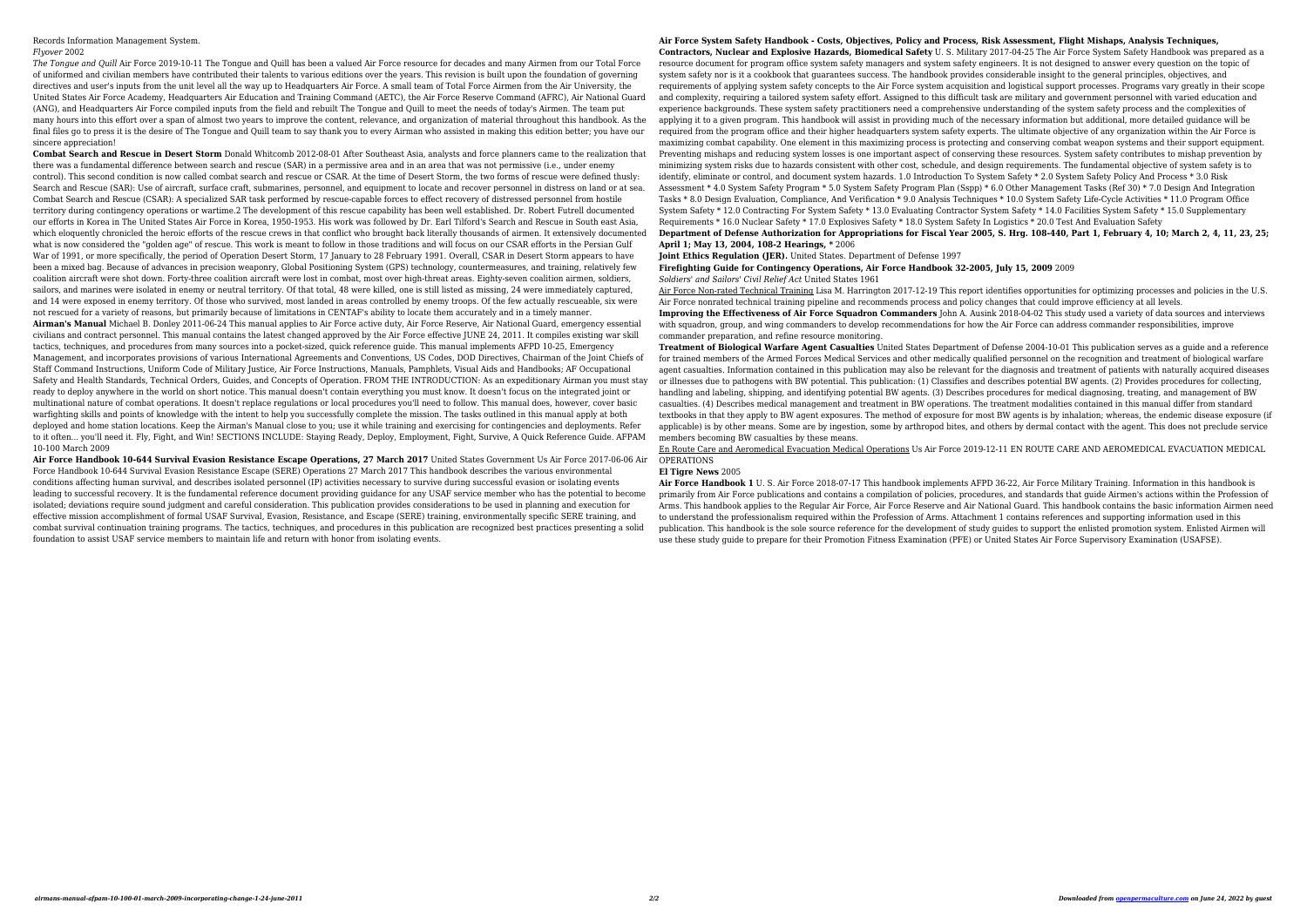Records Information Management System.

*Flyover* 2002

*The Tongue and Quill* Air Force 2019-10-11 The Tongue and Quill has been a valued Air Force resource for decades and many Airmen from our Total Force of uniformed and civilian members have contributed their talents to various editions over the years. This revision is built upon the foundation of governing directives and user's inputs from the unit level all the way up to Headquarters Air Force. A small team of Total Force Airmen from the Air University, the United States Air Force Academy, Headquarters Air Education and Training Command (AETC), the Air Force Reserve Command (AFRC), Air National Guard (ANG), and Headquarters Air Force compiled inputs from the field and rebuilt The Tongue and Quill to meet the needs of today's Airmen. The team put many hours into this effort over a span of almost two years to improve the content, relevance, and organization of material throughout this handbook. As the final files go to press it is the desire of The Tongue and Quill team to say thank you to every Airman who assisted in making this edition better; you have our sincere appreciation!

**Combat Search and Rescue in Desert Storm** Donald Whitcomb 2012-08-01 After Southeast Asia, analysts and force planners came to the realization that there was a fundamental difference between search and rescue (SAR) in a permissive area and in an area that was not permissive (i.e., under enemy control). This second condition is now called combat search and rescue or CSAR. At the time of Desert Storm, the two forms of rescue were defined thusly: Search and Rescue (SAR): Use of aircraft, surface craft, submarines, personnel, and equipment to locate and recover personnel in distress on land or at sea. Combat Search and Rescue (CSAR): A specialized SAR task performed by rescue-capable forces to effect recovery of distressed personnel from hostile territory during contingency operations or wartime.2 The development of this rescue capability has been well established. Dr. Robert Futrell documented our efforts in Korea in The United States Air Force in Korea, 1950-1953. His work was followed by Dr. Earl Tilford's Search and Rescue in South east Asia, which eloquently chronicled the heroic efforts of the rescue crews in that conflict who brought back literally thousands of airmen. It extensively documented what is now considered the "golden age" of rescue. This work is meant to follow in those traditions and will focus on our CSAR efforts in the Persian Gulf War of 1991, or more specifically, the period of Operation Desert Storm, 17 January to 28 February 1991. Overall, CSAR in Desert Storm appears to have been a mixed bag. Because of advances in precision weaponry, Global Positioning System (GPS) technology, countermeasures, and training, relatively few coalition aircraft were shot down. Forty-three coalition aircraft were lost in combat, most over high-threat areas. Eighty-seven coalition airmen, soldiers, sailors, and marines were isolated in enemy or neutral territory. Of that total, 48 were killed, one is still listed as missing, 24 were immediately captured, and 14 were exposed in enemy territory. Of those who survived, most landed in areas controlled by enemy troops. Of the few actually rescueable, six were not rescued for a variety of reasons, but primarily because of limitations in CENTAF's ability to locate them accurately and in a timely manner.

**Airman's Manual** Michael B. Donley 2011-06-24 This manual applies to Air Force active duty, Air Force Reserve, Air National Guard, emergency essential civilians and contract personnel. This manual contains the latest changed approved by the Air Force effective JUNE 24, 2011. It compiles existing war skill tactics, techniques, and procedures from many sources into a pocket-sized, quick reference guide. This manual implements AFPD 10-25, Emergency Management, and incorporates provisions of various International Agreements and Conventions, US Codes, DOD Directives, Chairman of the Joint Chiefs of Staff Command Instructions, Uniform Code of Military Justice, Air Force Instructions, Manuals, Pamphlets, Visual Aids and Handbooks; AF Occupational Safety and Health Standards, Technical Orders, Guides, and Concepts of Operation. FROM THE INTRODUCTION: As an expeditionary Airman you must stay ready to deploy anywhere in the world on short notice. This manual doesn't contain everything you must know. It doesn't focus on the integrated joint or multinational nature of combat operations. It doesn't replace regulations or local procedures you'll need to follow. This manual does, however, cover basic warfighting skills and points of knowledge with the intent to help you successfully complete the mission. The tasks outlined in this manual apply at both deployed and home station locations. Keep the Airman's Manual close to you; use it while training and exercising for contingencies and deployments. Refer to it often... you'll need it. Fly, Fight, and Win! SECTIONS INCLUDE: Staying Ready, Deploy, Employment, Fight, Survive, A Quick Reference Guide. AFPAM 10-100 March 2009

**Air Force Handbook 10-644 Survival Evasion Resistance Escape Operations, 27 March 2017** United States Government Us Air Force 2017-06-06 Air Force Handbook 10-644 Survival Evasion Resistance Escape (SERE) Operations 27 March 2017 This handbook describes the various environmental conditions affecting human survival, and describes isolated personnel (IP) activities necessary to survive during successful evasion or isolating events leading to successful recovery. It is the fundamental reference document providing guidance for any USAF service member who has the potential to become isolated; deviations require sound judgment and careful consideration. This publication provides considerations to be used in planning and execution for effective mission accomplishment of formal USAF Survival, Evasion, Resistance, and Escape (SERE) training, environmentally specific SERE training, and combat survival continuation training programs. The tactics, techniques, and procedures in this publication are recognized best practices presenting a solid foundation to assist USAF service members to maintain life and return with honor from isolating events.

**Air Force System Safety Handbook - Costs, Objectives, Policy and Process, Risk Assessment, Flight Mishaps, Analysis Techniques, Contractors, Nuclear and Explosive Hazards, Biomedical Safety** U. S. Military 2017-04-25 The Air Force System Safety Handbook was prepared as a resource document for program office system safety managers and system safety engineers. It is not designed to answer every question on the topic of system safety nor is it a cookbook that guarantees success. The handbook provides considerable insight to the general principles, objectives, and requirements of applying system safety concepts to the Air Force system acquisition and logistical support processes. Programs vary greatly in their scope and complexity, requiring a tailored system safety effort. Assigned to this difficult task are military and government personnel with varied education and experience backgrounds. These system safety practitioners need a comprehensive understanding of the system safety process and the complexities of applying it to a given program. This handbook will assist in providing much of the necessary information but additional, more detailed guidance will be required from the program office and their higher headquarters system safety experts. The ultimate objective of any organization within the Air Force is maximizing combat capability. One element in this maximizing process is protecting and conserving combat weapon systems and their support equipment. Preventing mishaps and reducing system losses is one important aspect of conserving these resources. System safety contributes to mishap prevention by minimizing system risks due to hazards consistent with other cost, schedule, and design requirements. The fundamental objective of system safety is to identify, eliminate or control, and document system hazards. 1.0 Introduction To System Safety * 2.0 System Safety Policy And Process * 3.0 Risk Assessment * 4.0 System Safety Program * 5.0 System Safety Program Plan (Sspp) * 6.0 Other Management Tasks (Ref 30) * 7.0 Design And Integration Tasks * 8.0 Design Evaluation, Compliance, And Verification * 9.0 Analysis Techniques * 10.0 System Safety Life-Cycle Activities * 11.0 Program Office System Safety * 12.0 Contracting For System Safety * 13.0 Evaluating Contractor System Safety * 14.0 Facilities System Safety * 15.0 Supplementary Requirements * 16.0 Nuclear Safety * 17.0 Explosives Safety * 18.0 System Safety In Logistics * 20.0 Test And Evaluation Safety

**Department of Defense Authorization for Appropriations for Fiscal Year 2005, S. Hrg. 108-440, Part 1, February 4, 10; March 2, 4, 11, 23, 25; April 1; May 13, 2004, 108-2 Hearings, *** 2006

**Joint Ethics Regulation (JER).** United States. Department of Defense 1997

**Firefighting Guide for Contingency Operations, Air Force Handbook 32-2005, July 15, 2009** 2009

*Soldiers' and Sailors' Civil Relief Act* United States 1961

Air Force Non-rated Technical Training Lisa M. Harrington 2017-12-19 This report identifies opportunities for optimizing processes and policies in the U.S. Air Force nonrated technical training pipeline and recommends process and policy changes that could improve efficiency at all levels.

**Improving the Effectiveness of Air Force Squadron Commanders** John A. Ausink 2018-04-02 This study used a variety of data sources and interviews with squadron, group, and wing commanders to develop recommendations for how the Air Force can address commander responsibilities, improve commander preparation, and refine resource monitoring.

**Treatment of Biological Warfare Agent Casualties** United States Department of Defense 2004-10-01 This publication serves as a guide and a reference for trained members of the Armed Forces Medical Services and other medically qualified personnel on the recognition and treatment of biological warfare agent casualties. Information contained in this publication may also be relevant for the diagnosis and treatment of patients with naturally acquired diseases or illnesses due to pathogens with BW potential. This publication: (1) Classifies and describes potential BW agents. (2) Provides procedures for collecting, handling and labeling, shipping, and identifying potential BW agents. (3) Describes procedures for medical diagnosis, treating, and management of BW casualties. (4) Describes medical management and treatment in BW operations. The treatment modalities contained in this manual differ from standard textbooks in that they apply to BW agent exposures. The method of exposure for most BW agents is by inhalation; whereas, the endemic disease exposure (if applicable) is by other means. Some are by ingestion, some by arthropod bites, and others by dermal contact with the agent. This does not preclude service members becoming BW casualties by these means.

En Route Care and Aeromedical Evacuation Medical Operations Us Air Force 2019-12-11 EN ROUTE CARE AND AEROMEDICAL EVACUATION MEDICAL OPERATIONS

**El Tigre News** 2005

**Air Force Handbook 1** U. S. Air Force 2018-07-17 This handbook implements AFPD 36-22, Air Force Military Training. Information in this handbook is primarily from Air Force publications and contains a compilation of policies, procedures, and standards that guide Airmen's actions within the Profession of Arms. This handbook applies to the Regular Air Force, Air Force Reserve and Air National Guard. This handbook contains the basic information Airmen need to understand the professionalism required within the Profession of Arms. Attachment 1 contains references and supporting information used in this publication. This handbook is the sole source reference for the development of study guides to support the enlisted promotion system. Enlisted Airmen will use these study guide to prepare for their Promotion Fitness Examination (PFE) or United States Air Force Supervisory Examination (USAFSE).